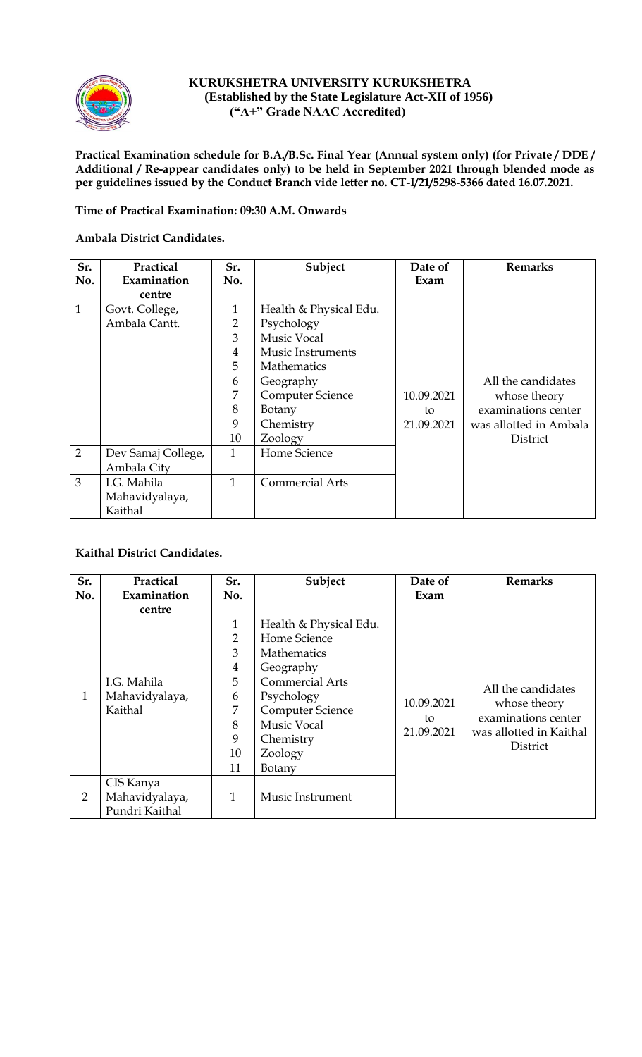**KURUKSHETRA UNIVERSITY KURUKSHETRA**
**(Established by the State Legislature Act-XII of 1956)**
**("A+" Grade NAAC Accredited)**

**Practical Examination schedule for B.A./B.Sc. Final Year (Annual system only) (for Private / DDE / Additional / Re-appear candidates only) to be held in September 2021 through blended mode as per guidelines issued by the Conduct Branch vide letter no. CT-I/21/5298-5366 dated 16.07.2021.**

**Time of Practical Examination: 09:30 A.M. Onwards**

**Ambala District Candidates.**

| Sr. No. | Practical Examination centre | Sr. No. | Subject | Date of Exam | Remarks |
|---|---|---|---|---|---|
| 1 | Govt. College, Ambala Cantt. | 1 | Health & Physical Edu. | 10.09.2021 to 21.09.2021 | All the candidates whose theory examinations center was allotted in Ambala District |
| | | 2 | Psychology | | |
| | | 3 | Music Vocal | | |
| | | 4 | Music Instruments | | |
| | | 5 | Mathematics | | |
| | | 6 | Geography | | |
| | | 7 | Computer Science | | |
| | | 8 | Botany | | |
| | | 9 | Chemistry | | |
| | | 10 | Zoology | | |
| 2 | Dev Samaj College, Ambala City | 1 | Home Science | | |
| 3 | I.G. Mahila Mahavidyalaya, Kaithal | 1 | Commercial Arts | | |

**Kaithal District Candidates.**

| Sr. No. | Practical Examination centre | Sr. No. | Subject | Date of Exam | Remarks |
|---|---|---|---|---|---|
| 1 | I.G. Mahila Mahavidyalaya, Kaithal | 1 | Health & Physical Edu. | 10.09.2021 to 21.09.2021 | All the candidates whose theory examinations center was allotted in Kaithal District |
| | | 2 | Home Science | | |
| | | 3 | Mathematics | | |
| | | 4 | Geography | | |
| | | 5 | Commercial Arts | | |
| | | 6 | Psychology | | |
| | | 7 | Computer Science | | |
| | | 8 | Music Vocal | | |
| | | 9 | Chemistry | | |
| | | 10 | Zoology | | |
| | | 11 | Botany | | |
| 2 | CIS Kanya Mahavidyalaya, Pundri Kaithal | 1 | Music Instrument | | |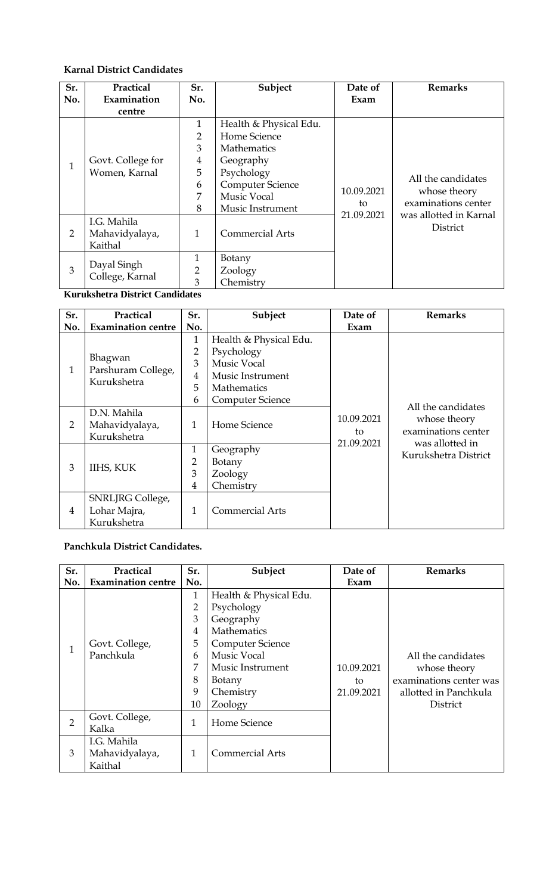**Karnal District Candidates**

| Sr. No. | Practical Examination centre | Sr. No. | Subject | Date of Exam | Remarks |
|---|---|---|---|---|---|
| 1 | Govt. College for Women, Karnal | 1 | Health & Physical Edu. | 10.09.2021 to 21.09.2021 | All the candidates whose theory examinations center was allotted in Karnal District |
| | | 2 | Home Science | | |
| | | 3 | Mathematics | | |
| | | 4 | Geography | | |
| | | 5 | Psychology | | |
| | | 6 | Computer Science | | |
| | | 7 | Music Vocal | | |
| | | 8 | Music Instrument | | |
| 2 | I.G. Mahila Mahavidyalaya, Kaithal | 1 | Commercial Arts | | |
| 3 | Dayal Singh College, Karnal | 1 | Botany | | |
| | | 2 | Zoology | | |
| | | 3 | Chemistry | | |

**Kurukshetra District Candidates**

| Sr. No. | Practical Examination centre | Sr. No. | Subject | Date of Exam | Remarks |
|---|---|---|---|---|---|
| 1 | Bhagwan Parshuram College, Kurukshetra | 1 | Health & Physical Edu. | 10.09.2021 to 21.09.2021 | All the candidates whose theory examinations center was allotted in Kurukshetra District |
| | | 2 | Psychology | | |
| | | 3 | Music Vocal | | |
| | | 4 | Music Instrument | | |
| | | 5 | Mathematics | | |
| | | 6 | Computer Science | | |
| 2 | D.N. Mahila Mahavidyalaya, Kurukshetra | 1 | Home Science | | |
| 3 | IIHS, KUK | 1 | Geography | | |
| | | 2 | Botany | | |
| | | 3 | Zoology | | |
| | | 4 | Chemistry | | |
| 4 | SNRLJRG College, Lohar Majra, Kurukshetra | 1 | Commercial Arts | | |

**Panchkula District Candidates.**

| Sr. No. | Practical Examination centre | Sr. No. | Subject | Date of Exam | Remarks |
|---|---|---|---|---|---|
| 1 | Govt. College, Panchkula | 1 | Health & Physical Edu. | 10.09.2021 to 21.09.2021 | All the candidates whose theory examinations center was allotted in Panchkula District |
| | | 2 | Psychology | | |
| | | 3 | Geography | | |
| | | 4 | Mathematics | | |
| | | 5 | Computer Science | | |
| | | 6 | Music Vocal | | |
| | | 7 | Music Instrument | | |
| | | 8 | Botany | | |
| | | 9 | Chemistry | | |
| | | 10 | Zoology | | |
| 2 | Govt. College, Kalka | 1 | Home Science | | |
| 3 | I.G. Mahila Mahavidyalaya, Kaithal | 1 | Commercial Arts | | |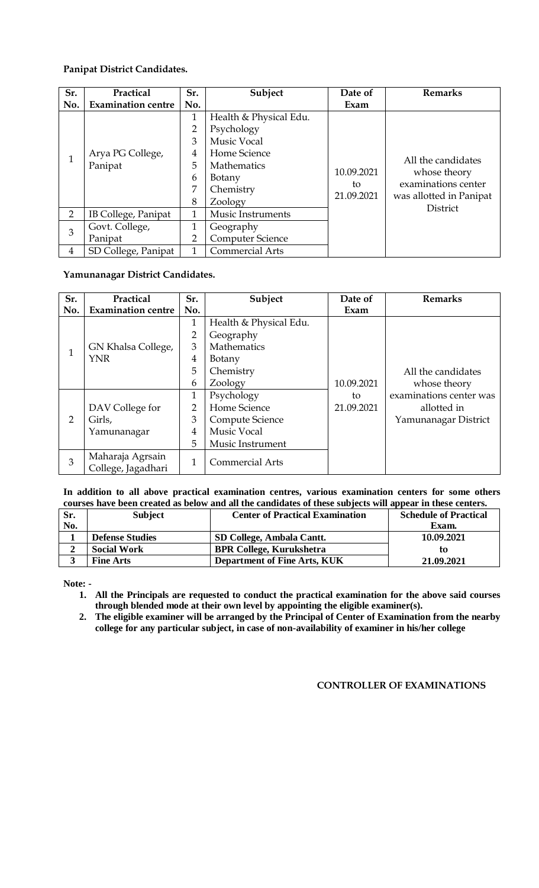**Panipat District Candidates.**

| Sr. No. | Practical Examination centre | Sr. No. | Subject | Date of Exam | Remarks |
|---|---|---|---|---|---|
| 1 | Arya PG College, Panipat | 1 | Health & Physical Edu. | 10.09.2021 to 21.09.2021 | All the candidates whose theory examinations center was allotted in Panipat District |
| | | 2 | Psychology | | |
| | | 3 | Music Vocal | | |
| | | 4 | Home Science | | |
| | | 5 | Mathematics | | |
| | | 6 | Botany | | |
| | | 7 | Chemistry | | |
| | | 8 | Zoology | | |
| 2 | IB College, Panipat | 1 | Music Instruments | | |
| 3 | Govt. College, Panipat | 1 | Geography | | |
| | | 2 | Computer Science | | |
| 4 | SD College, Panipat | 1 | Commercial Arts | | |

**Yamunanagar District Candidates.**

| Sr. No. | Practical Examination centre | Sr. No. | Subject | Date of Exam | Remarks |
|---|---|---|---|---|---|
| 1 | GN Khalsa College, YNR | 1 | Health & Physical Edu. | 10.09.2021 to 21.09.2021 | All the candidates whose theory examinations center was allotted in Yamunanagar District |
| | | 2 | Geography | | |
| | | 3 | Mathematics | | |
| | | 4 | Botany | | |
| | | 5 | Chemistry | | |
| | | 6 | Zoology | | |
| 2 | DAV College for Girls, Yamunanagar | 1 | Psychology | | |
| | | 2 | Home Science | | |
| | | 3 | Compute Science | | |
| | | 4 | Music Vocal | | |
| | | 5 | Music Instrument | | |
| 3 | Maharaja Agrsain College, Jagadhari | 1 | Commercial Arts | | |

**In addition to all above practical examination centres, various examination centers for some others courses have been created as below and all the candidates of these subjects will appear in these centers.**

| Sr. No. | Subject | Center of Practical Examination | Schedule of Practical Exam. |
|---|---|---|---|
| **1** | **Defense Studies** | **SD College, Ambala Cantt.** | **10.09.2021 to 21.09.2021** |
| **2** | **Social Work** | **BPR College, Kurukshetra** | |
| **3** | **Fine Arts** | **Department of Fine Arts, KUK** | |

**Note: -**

1. **All the Principals are requested to conduct the practical examination for the above said courses through blended mode at their own level by appointing the eligible examiner(s).**
2. **The eligible examiner will be arranged by the Principal of Center of Examination from the nearby college for any particular subject, in case of non-availability of examiner in his/her college**

**CONTROLLER OF EXAMINATIONS**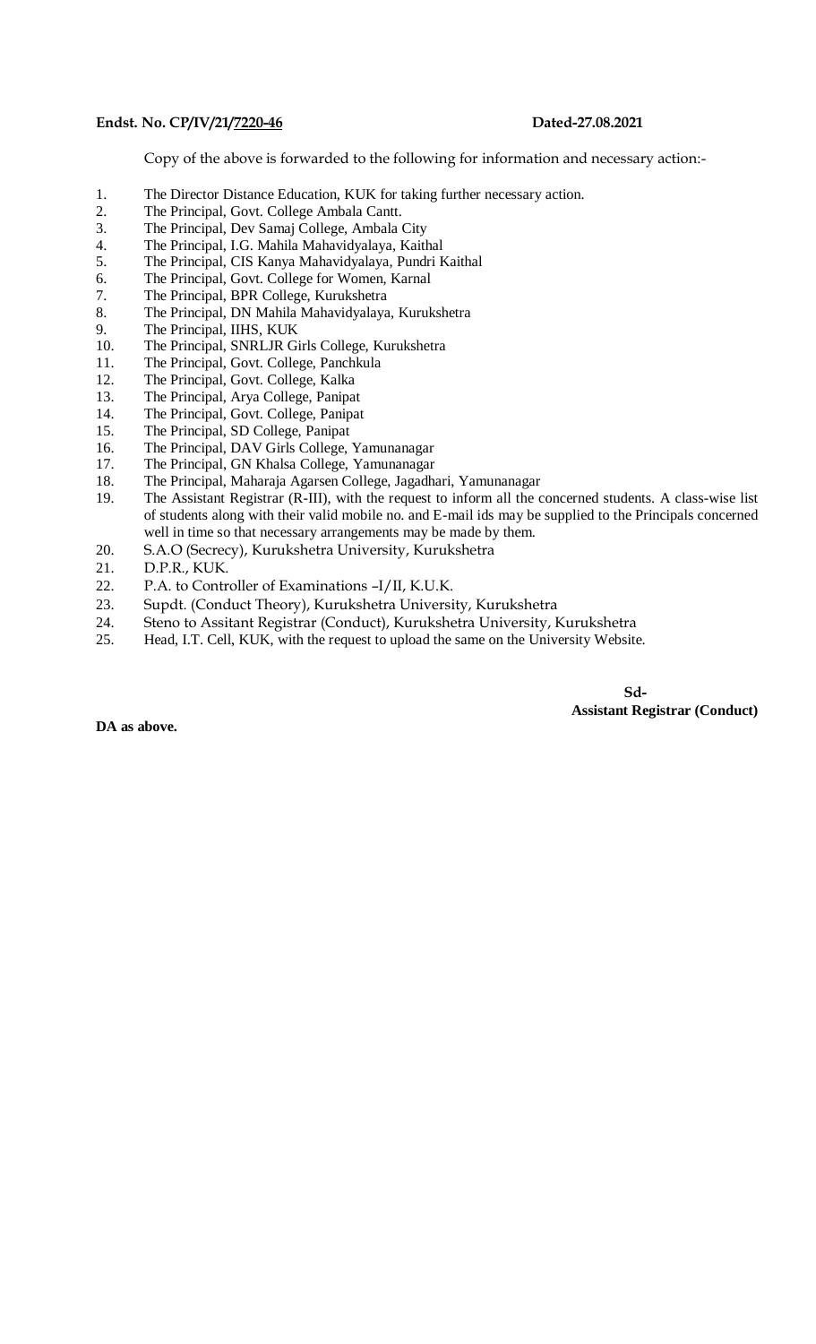**Endst. No. CP/IV/21/<u>7220-46</u>** **Dated-27.08.2021**

Copy of the above is forwarded to the following for information and necessary action:-

1. The Director Distance Education, KUK for taking further necessary action.
2. The Principal, Govt. College Ambala Cantt.
3. The Principal, Dev Samaj College, Ambala City
4. The Principal, I.G. Mahila Mahavidyalaya, Kaithal
5. The Principal, CIS Kanya Mahavidyalaya, Pundri Kaithal
6. The Principal, Govt. College for Women, Karnal
7. The Principal, BPR College, Kurukshetra
8. The Principal, DN Mahila Mahavidyalaya, Kurukshetra
9. The Principal, IIHS, KUK
10. The Principal, SNRLJR Girls College, Kurukshetra
11. The Principal, Govt. College, Panchkula
12. The Principal, Govt. College, Kalka
13. The Principal, Arya College, Panipat
14. The Principal, Govt. College, Panipat
15. The Principal, SD College, Panipat
16. The Principal, DAV Girls College, Yamunanagar
17. The Principal, GN Khalsa College, Yamunanagar
18. The Principal, Maharaja Agarsen College, Jagadhari, Yamunanagar
19. The Assistant Registrar (R-III), with the request to inform all the concerned students. A class-wise list of students along with their valid mobile no. and E-mail ids may be supplied to the Principals concerned well in time so that necessary arrangements may be made by them.
20. S.A.O (Secrecy), Kurukshetra University, Kurukshetra
21. D.P.R., KUK.
22. P.A. to Controller of Examinations –I/II, K.U.K.
23. Supdt. (Conduct Theory), Kurukshetra University, Kurukshetra
24. Steno to Assitant Registrar (Conduct), Kurukshetra University, Kurukshetra
25. Head, I.T. Cell, KUK, with the request to upload the same on the University Website.

**Sd-**
**Assistant Registrar (Conduct)**

**DA as above.**